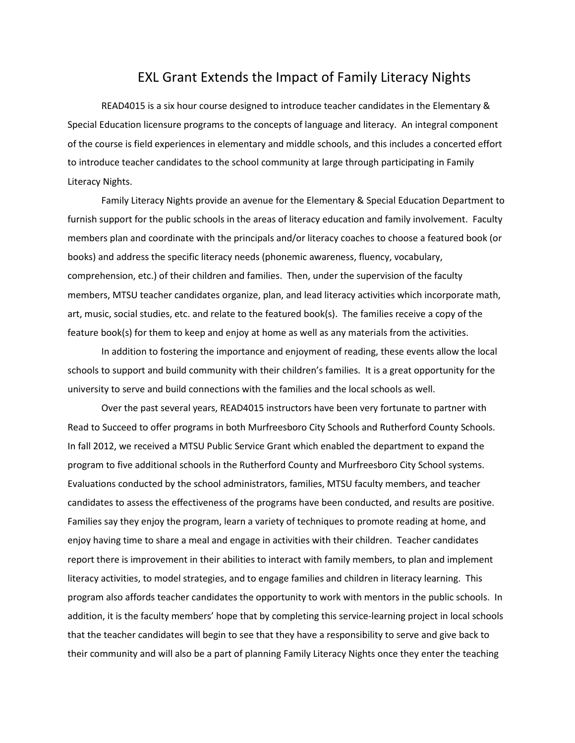# EXL Grant Extends the Impact of Family Literacy Nights

READ4015 is a six hour course designed to introduce teacher candidates in the Elementary & Special Education licensure programs to the concepts of language and literacy. An integral component of the course is field experiences in elementary and middle schools, and this includes a concerted effort to introduce teacher candidates to the school community at large through participating in Family Literacy Nights.

Family Literacy Nights provide an avenue for the Elementary & Special Education Department to furnish support for the public schools in the areas of literacy education and family involvement. Faculty members plan and coordinate with the principals and/or literacy coaches to choose a featured book (or books) and address the specific literacy needs (phonemic awareness, fluency, vocabulary, comprehension, etc.) of their children and families. Then, under the supervision of the faculty members, MTSU teacher candidates organize, plan, and lead literacy activities which incorporate math, art, music, social studies, etc. and relate to the featured book(s). The families receive a copy of the feature book(s) for them to keep and enjoy at home as well as any materials from the activities.

In addition to fostering the importance and enjoyment of reading, these events allow the local schools to support and build community with their children's families. It is a great opportunity for the university to serve and build connections with the families and the local schools as well.

Over the past several years, READ4015 instructors have been very fortunate to partner with Read to Succeed to offer programs in both Murfreesboro City Schools and Rutherford County Schools. In fall 2012, we received a MTSU Public Service Grant which enabled the department to expand the program to five additional schools in the Rutherford County and Murfreesboro City School systems. Evaluations conducted by the school administrators, families, MTSU faculty members, and teacher candidates to assess the effectiveness of the programs have been conducted, and results are positive. Families say they enjoy the program, learn a variety of techniques to promote reading at home, and enjoy having time to share a meal and engage in activities with their children. Teacher candidates report there is improvement in their abilities to interact with family members, to plan and implement literacy activities, to model strategies, and to engage families and children in literacy learning. This program also affords teacher candidates the opportunity to work with mentors in the public schools. In addition, it is the faculty members' hope that by completing this service-learning project in local schools that the teacher candidates will begin to see that they have a responsibility to serve and give back to their community and will also be a part of planning Family Literacy Nights once they enter the teaching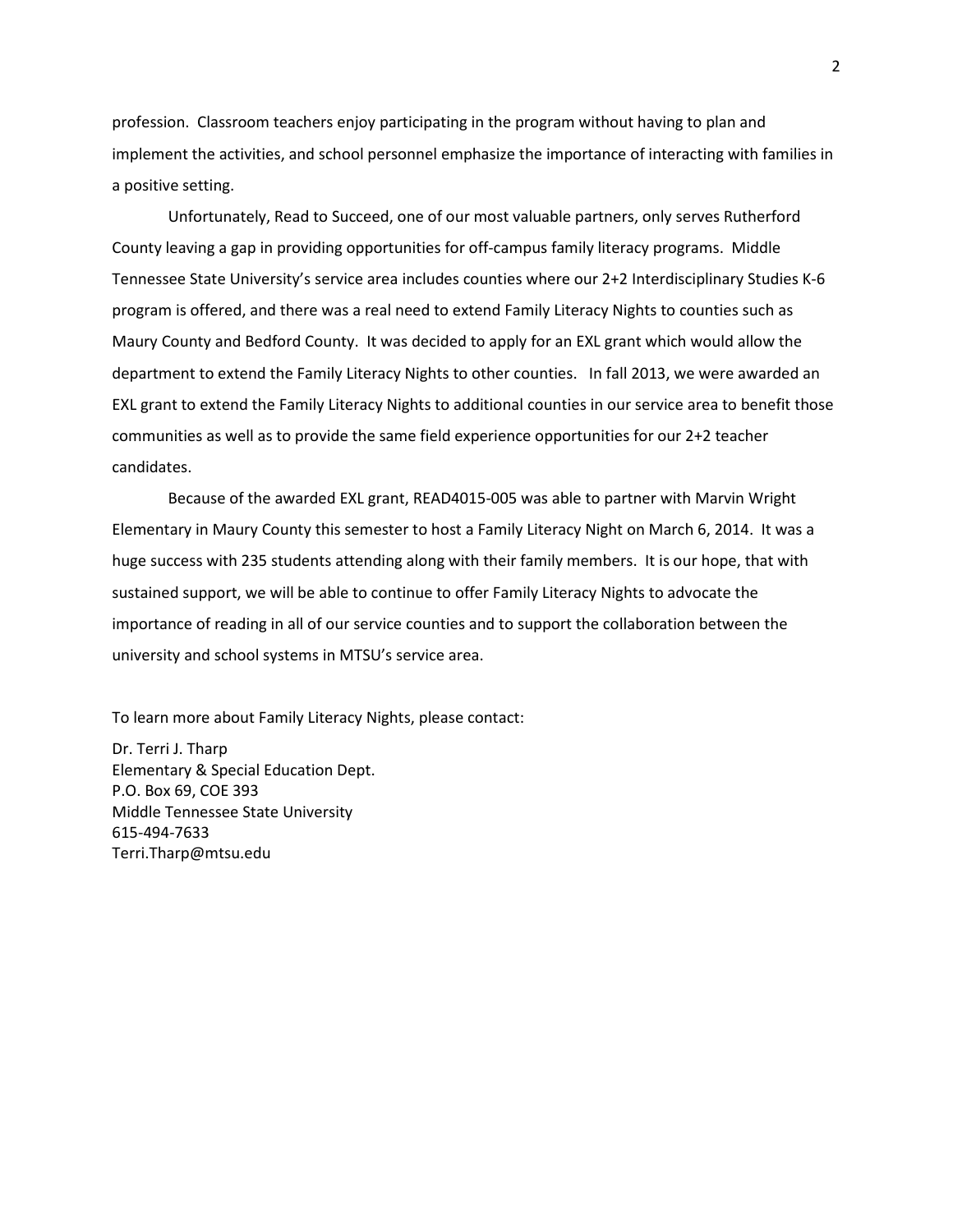profession. Classroom teachers enjoy participating in the program without having to plan and implement the activities, and school personnel emphasize the importance of interacting with families in a positive setting.

Unfortunately, Read to Succeed, one of our most valuable partners, only serves Rutherford County leaving a gap in providing opportunities for off-campus family literacy programs. Middle Tennessee State University's service area includes counties where our 2+2 Interdisciplinary Studies K-6 program is offered, and there was a real need to extend Family Literacy Nights to counties such as Maury County and Bedford County. It was decided to apply for an EXL grant which would allow the department to extend the Family Literacy Nights to other counties. In fall 2013, we were awarded an EXL grant to extend the Family Literacy Nights to additional counties in our service area to benefit those communities as well as to provide the same field experience opportunities for our 2+2 teacher candidates.

Because of the awarded EXL grant, READ4015-005 was able to partner with Marvin Wright Elementary in Maury County this semester to host a Family Literacy Night on March 6, 2014. It was a huge success with 235 students attending along with their family members. It is our hope, that with sustained support, we will be able to continue to offer Family Literacy Nights to advocate the importance of reading in all of our service counties and to support the collaboration between the university and school systems in MTSU's service area.

To learn more about Family Literacy Nights, please contact:

Dr. Terri J. Tharp
Elementary & Special Education Dept.
P.O. Box 69, COE 393
Middle Tennessee State University
615-494-7633
Terri.Tharp@mtsu.edu